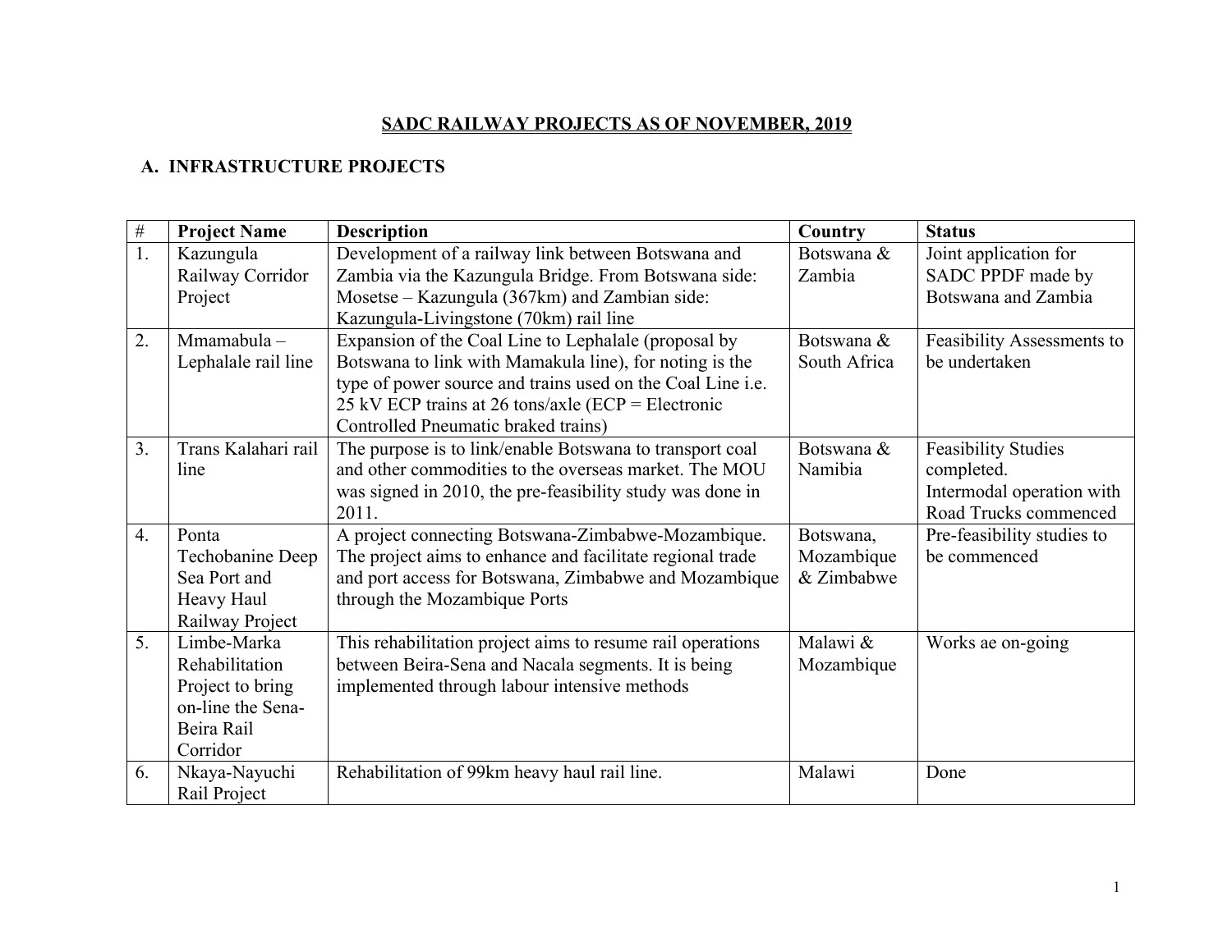# SADC RAILWAY PROJECTS AS OF NOVEMBER, 2019

## A. INFRASTRUCTURE PROJECTS

| # | Project Name | Description | Country | Status |
|---|---|---|---|---|
| 1. | Kazungula Railway Corridor Project | Development of a railway link between Botswana and Zambia via the Kazungula Bridge. From Botswana side: Mosetse – Kazungula (367km) and Zambian side: Kazungula-Livingstone (70km) rail line | Botswana & Zambia | Joint application for SADC PPDF made by Botswana and Zambia |
| 2. | Mmamabula – Lephalale rail line | Expansion of the Coal Line to Lephalale (proposal by Botswana to link with Mamakula line), for noting is the type of power source and trains used on the Coal Line i.e. 25 kV ECP trains at 26 tons/axle (ECP = Electronic Controlled Pneumatic braked trains) | Botswana & South Africa | Feasibility Assessments to be undertaken |
| 3. | Trans Kalahari rail line | The purpose is to link/enable Botswana to transport coal and other commodities to the overseas market. The MOU was signed in 2010, the pre-feasibility study was done in 2011. | Botswana & Namibia | Feasibility Studies completed. Intermodal operation with Road Trucks commenced |
| 4. | Ponta Techobanine Deep Sea Port and Heavy Haul Railway Project | A project connecting Botswana-Zimbabwe-Mozambique. The project aims to enhance and facilitate regional trade and port access for Botswana, Zimbabwe and Mozambique through the Mozambique Ports | Botswana, Mozambique & Zimbabwe | Pre-feasibility studies to be commenced |
| 5. | Limbe-Marka Rehabilitation Project to bring on-line the Sena-Beira Rail Corridor | This rehabilitation project aims to resume rail operations between Beira-Sena and Nacala segments. It is being implemented through labour intensive methods | Malawi & Mozambique | Works ae on-going |
| 6. | Nkaya-Nayuchi Rail Project | Rehabilitation of 99km heavy haul rail line. | Malawi | Done |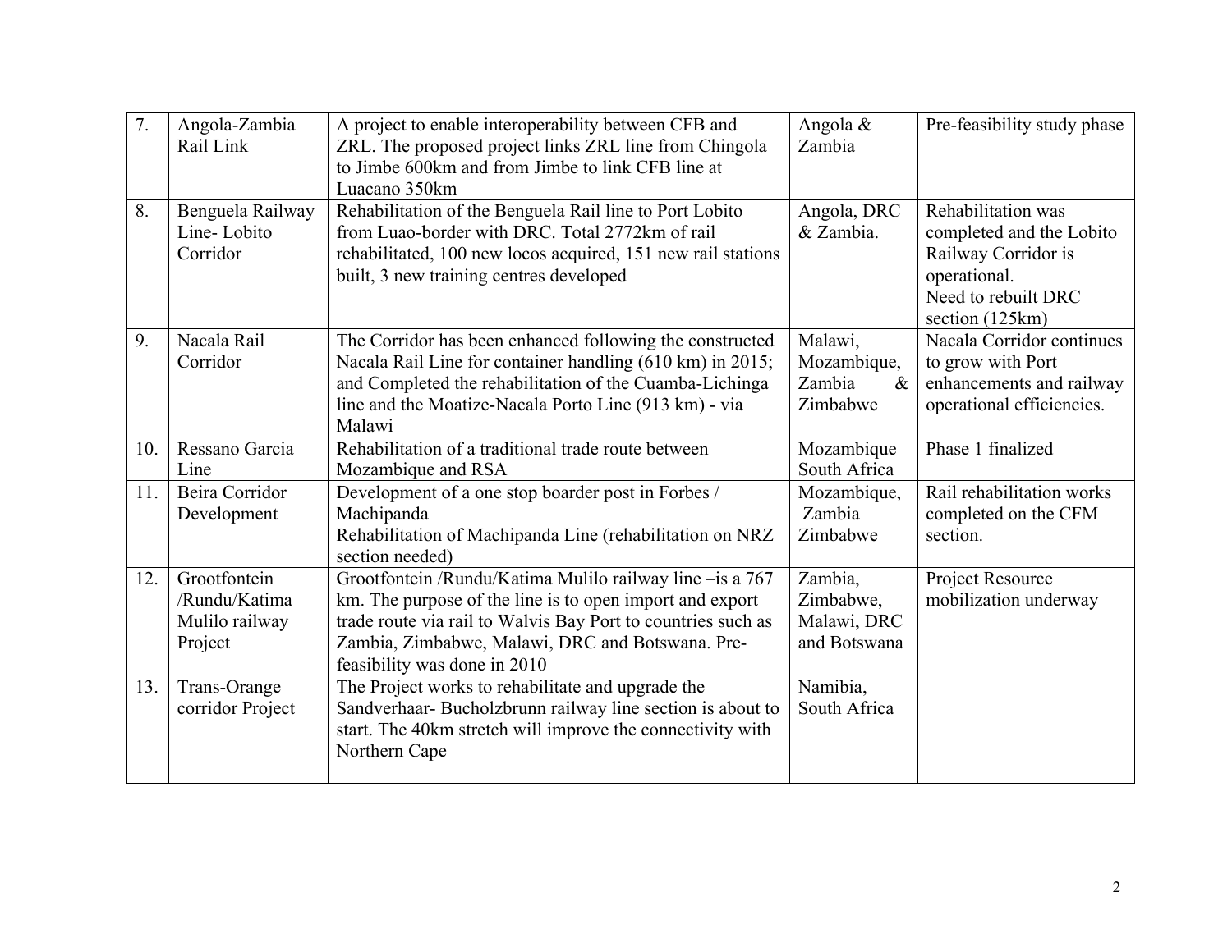| 7. | Angola-Zambia Rail Link | A project to enable interoperability between CFB and ZRL. The proposed project links ZRL line from Chingola to Jimbe 600km and from Jimbe to link CFB line at Luacano 350km | Angola & Zambia | Pre-feasibility study phase |
|---|---|---|---|---|
| 8. | Benguela Railway Line- Lobito Corridor | Rehabilitation of the Benguela Rail line to Port Lobito from Luao-border with DRC. Total 2772km of rail rehabilitated, 100 new locos acquired, 151 new rail stations built, 3 new training centres developed | Angola, DRC & Zambia. | Rehabilitation was completed and the Lobito Railway Corridor is operational.<br>Need to rebuilt DRC section (125km) |
| 9. | Nacala Rail Corridor | The Corridor has been enhanced following the constructed Nacala Rail Line for container handling (610 km) in 2015; and Completed the rehabilitation of the Cuamba-Lichinga line and the Moatize-Nacala Porto Line (913 km) - via Malawi | Malawi, Mozambique, Zambia & Zimbabwe | Nacala Corridor continues to grow with Port enhancements and railway operational efficiencies. |
| 10. | Ressano Garcia Line | Rehabilitation of a traditional trade route between Mozambique and RSA | Mozambique South Africa | Phase 1 finalized |
| 11. | Beira Corridor Development | Development of a one stop boarder post in Forbes / Machipanda<br>Rehabilitation of Machipanda Line (rehabilitation on NRZ section needed) | Mozambique, Zambia Zimbabwe | Rail rehabilitation works completed on the CFM section. |
| 12. | Grootfontein /Rundu/Katima Mulilo railway Project | Grootfontein /Rundu/Katima Mulilo railway line –is a 767 km. The purpose of the line is to open import and export trade route via rail to Walvis Bay Port to countries such as Zambia, Zimbabwe, Malawi, DRC and Botswana. Pre-feasibility was done in 2010 | Zambia, Zimbabwe, Malawi, DRC and Botswana | Project Resource mobilization underway |
| 13. | Trans-Orange corridor Project | The Project works to rehabilitate and upgrade the Sandverhaar- Bucholzbrunn railway line section is about to start. The 40km stretch will improve the connectivity with Northern Cape | Namibia, South Africa | |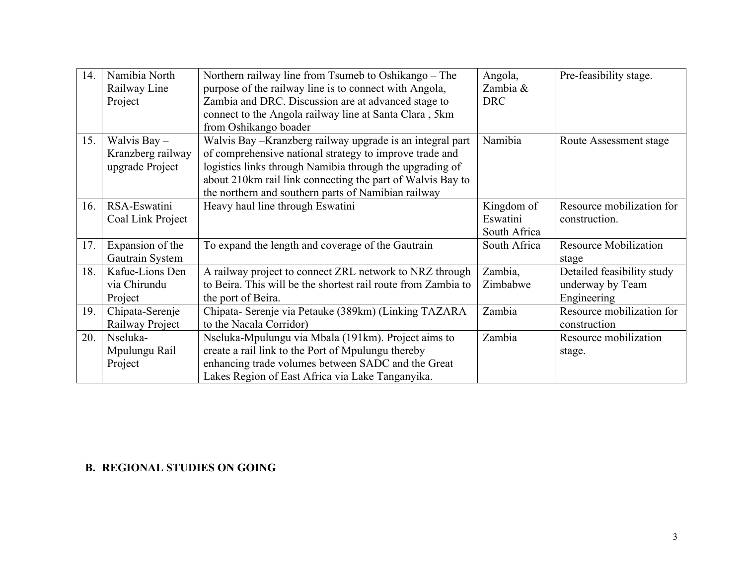| 14. | Namibia North Railway Line Project | Northern railway line from Tsumeb to Oshikango – The purpose of the railway line is to connect with Angola, Zambia and DRC. Discussion are at advanced stage to connect to the Angola railway line at Santa Clara , 5km from Oshikango boader | Angola, Zambia & DRC | Pre-feasibility stage. |
|---|---|---|---|---|
| 15. | Walvis Bay – Kranzberg railway upgrade Project | Walvis Bay –Kranzberg railway upgrade is an integral part of comprehensive national strategy to improve trade and logistics links through Namibia through the upgrading of about 210km rail link connecting the part of Walvis Bay to the northern and southern parts of Namibian railway | Namibia | Route Assessment stage |
| 16. | RSA-Eswatini Coal Link Project | Heavy haul line through Eswatini | Kingdom of Eswatini South Africa | Resource mobilization for construction. |
| 17. | Expansion of the Gautrain System | To expand the length and coverage of the Gautrain | South Africa | Resource Mobilization stage |
| 18. | Kafue-Lions Den via Chirundu Project | A railway project to connect ZRL network to NRZ through to Beira. This will be the shortest rail route from Zambia to the port of Beira. | Zambia, Zimbabwe | Detailed feasibility study underway by Team Engineering |
| 19. | Chipata-Serenje Railway Project | Chipata- Serenje via Petauke (389km) (Linking TAZARA to the Nacala Corridor) | Zambia | Resource mobilization for construction |
| 20. | Nseluka-Mpulungu Rail Project | Nseluka-Mpulungu via Mbala (191km). Project aims to create a rail link to the Port of Mpulungu thereby enhancing trade volumes between SADC and the Great Lakes Region of East Africa via Lake Tanganyika. | Zambia | Resource mobilization stage. |

## B. REGIONAL STUDIES ON GOING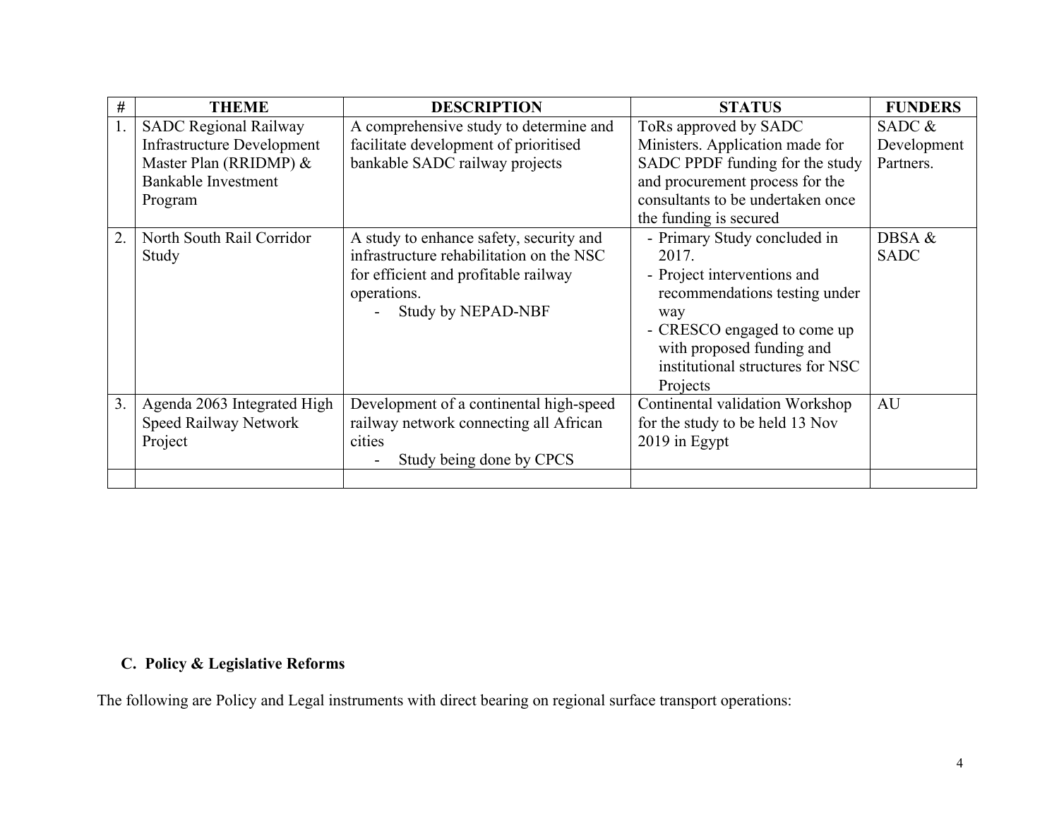| # | THEME | DESCRIPTION | STATUS | FUNDERS |
|---|---|---|---|---|
| 1. | SADC Regional Railway Infrastructure Development Master Plan (RRIDMP) & Bankable Investment Program | A comprehensive study to determine and facilitate development of prioritised bankable SADC railway projects | ToRs approved by SADC Ministers. Application made for SADC PPDF funding for the study and procurement process for the consultants to be undertaken once the funding is secured | SADC & Development Partners. |
| 2. | North South Rail Corridor Study | A study to enhance safety, security and infrastructure rehabilitation on the NSC for efficient and profitable railway operations. - Study by NEPAD-NBF | - Primary Study concluded in 2017. - Project interventions and recommendations testing under way - CRESCO engaged to come up with proposed funding and institutional structures for NSC Projects | DBSA & SADC |
| 3. | Agenda 2063 Integrated High Speed Railway Network Project | Development of a continental high-speed railway network connecting all African cities - Study being done by CPCS | Continental validation Workshop for the study to be held 13 Nov 2019 in Egypt | AU |
| | | | | |

## C. Policy & Legislative Reforms

The following are Policy and Legal instruments with direct bearing on regional surface transport operations: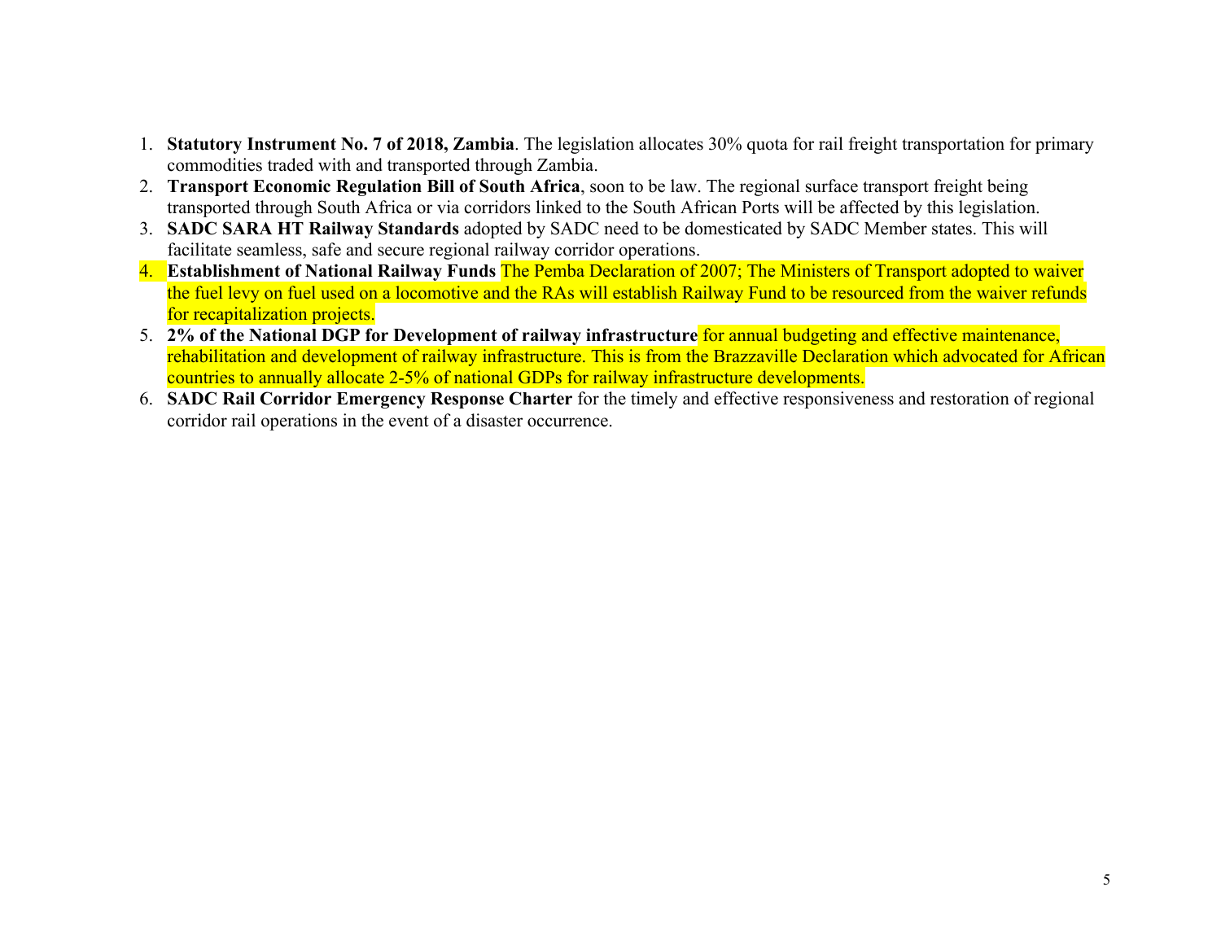1. **Statutory Instrument No. 7 of 2018, Zambia**. The legislation allocates 30% quota for rail freight transportation for primary commodities traded with and transported through Zambia.
2. **Transport Economic Regulation Bill of South Africa**, soon to be law. The regional surface transport freight being transported through South Africa or via corridors linked to the South African Ports will be affected by this legislation.
3. **SADC SARA HT Railway Standards** adopted by SADC need to be domesticated by SADC Member states. This will facilitate seamless, safe and secure regional railway corridor operations.
4. **Establishment of National Railway Funds** The Pemba Declaration of 2007; The Ministers of Transport adopted to waiver the fuel levy on fuel used on a locomotive and the RAs will establish Railway Fund to be resourced from the waiver refunds for recapitalization projects.
5. **2% of the National DGP for Development of railway infrastructure** for annual budgeting and effective maintenance, rehabilitation and development of railway infrastructure. This is from the Brazzaville Declaration which advocated for African countries to annually allocate 2-5% of national GDPs for railway infrastructure developments.
6. **SADC Rail Corridor Emergency Response Charter** for the timely and effective responsiveness and restoration of regional corridor rail operations in the event of a disaster occurrence.